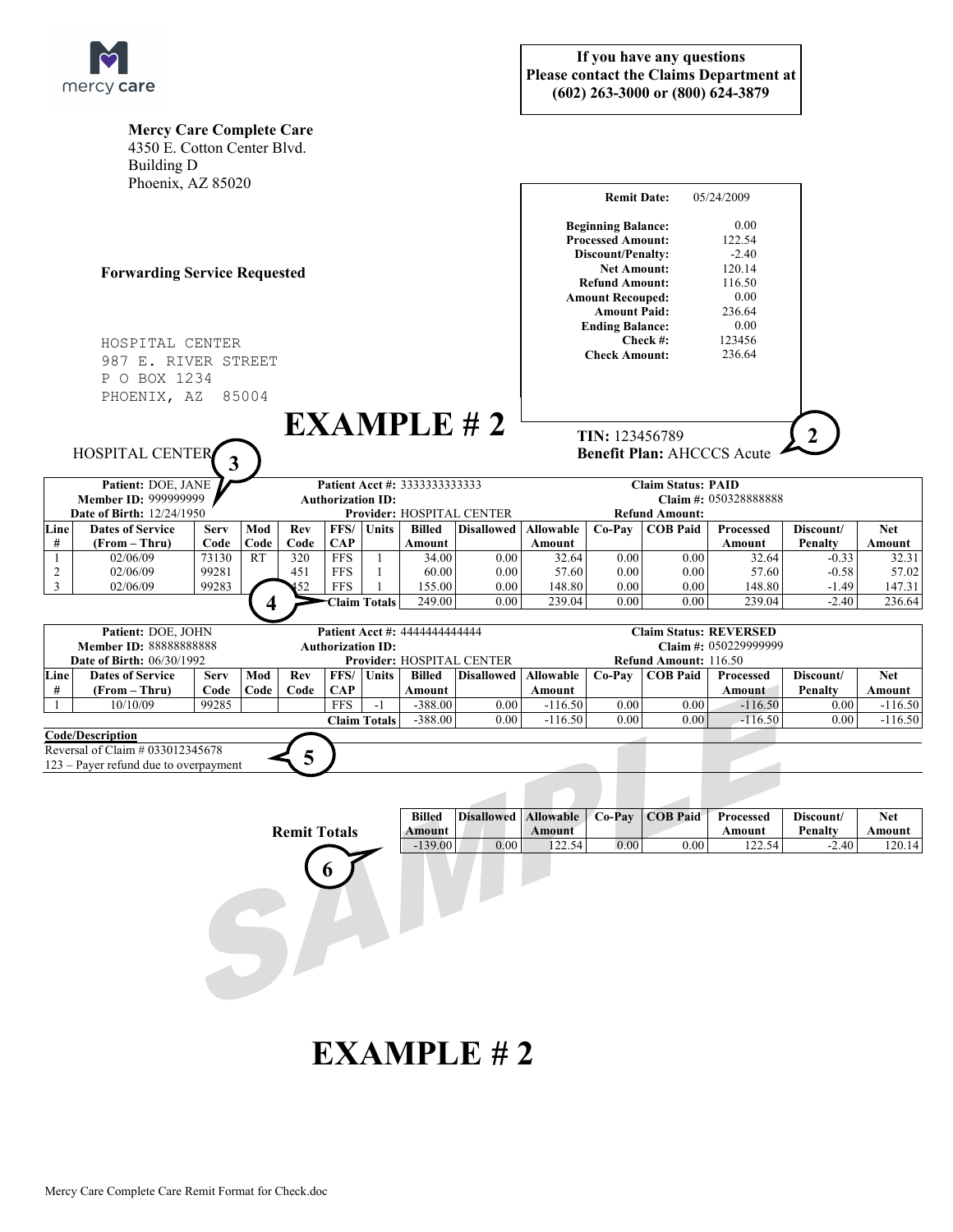mercy care

**If you have any questions**
**Please contact the Claims Department at**
**(602) 263-3000 or (800) 624-3879**

**Mercy Care Complete Care**
4350 E. Cotton Center Blvd.
Building D
Phoenix, AZ 85020

**Forwarding Service Requested**

HOSPITAL CENTER
987 E. RIVER STREET
P O BOX 1234
PHOENIX, AZ 85004

| | |
|---|---|
| **Remit Date:** | 05/24/2009 |
| **Beginning Balance:** | 0.00 |
| **Processed Amount:** | 122.54 |
| **Discount/Penalty:** | -2.40 |
| **Net Amount:** | 120.14 |
| **Refund Amount:** | 116.50 |
| **Amount Recouped:** | 0.00 |
| **Amount Paid:** | 236.64 |
| **Ending Balance:** | 0.00 |
| **Check #:** | 123456 |
| **Check Amount:** | 236.64 |

# EXAMPLE # 2

**TIN:** 123456789
**Benefit Plan:** AHCCCS Acute

2

HOSPITAL CENTER

3

**Patient:** DOE, JANE **Patient Acct #:** 3333333333333 **Claim Status: PAID**
**Member ID:** 999999999 **Authorization ID:** **Claim #:** 050328888888
**Date of Birth:** 12/24/1950 **Provider:** HOSPITAL CENTER **Refund Amount:**

| Line # | Dates of Service (From – Thru) | Serv Code | Mod Code | Rev Code | FFS/ CAP | Units | Billed Amount | Disallowed | Allowable Amount | Co-Pay | COB Paid | Processed Amount | Discount/ Penalty | Net Amount |
|---|---|---|---|---|---|---|---|---|---|---|---|---|---|---|
| 1 | 02/06/09 | 73130 | RT | 320 | FFS | 1 | 34.00 | 0.00 | 32.64 | 0.00 | 0.00 | 32.64 | -0.33 | 32.31 |
| 2 | 02/06/09 | 99281 | | 451 | FFS | 1 | 60.00 | 0.00 | 57.60 | 0.00 | 0.00 | 57.60 | -0.58 | 57.02 |
| 3 | 02/06/09 | 99283 | | 452 | FFS | 1 | 155.00 | 0.00 | 148.80 | 0.00 | 0.00 | 148.80 | -1.49 | 147.31 |
| | | | | | | **Claim Totals** | 249.00 | 0.00 | 239.04 | 0.00 | 0.00 | 239.04 | -2.40 | 236.64 |

4

**Patient:** DOE, JOHN **Patient Acct #:** 4444444444444 **Claim Status: REVERSED**
**Member ID:** 88888888888 **Authorization ID:** **Claim #:** 050229999999
**Date of Birth:** 06/30/1992 **Provider:** HOSPITAL CENTER **Refund Amount:** 116.50

| Line # | Dates of Service (From – Thru) | Serv Code | Mod Code | Rev Code | FFS/ CAP | Units | Billed Amount | Disallowed | Allowable Amount | Co-Pay | COB Paid | Processed Amount | Discount/ Penalty | Net Amount |
|---|---|---|---|---|---|---|---|---|---|---|---|---|---|---|
| 1 | 10/10/09 | 99285 | | | FFS | -1 | -388.00 | 0.00 | -116.50 | 0.00 | 0.00 | -116.50 | 0.00 | -116.50 |
| | | | | | | **Claim Totals** | -388.00 | 0.00 | -116.50 | 0.00 | 0.00 | -116.50 | 0.00 | -116.50 |

**Code/Description**
Reversal of Claim # 033012345678
123 – Payer refund due to overpayment

5

| **Remit Totals** | Billed Amount | Disallowed | Allowable Amount | Co-Pay | COB Paid | Processed Amount | Discount/ Penalty | Net Amount |
|---|---|---|---|---|---|---|---|---|
| | -139.00 | 0.00 | 122.54 | 0.00 | 0.00 | 122.54 | -2.40 | 120.14 |

6

SAMPLE

# EXAMPLE # 2

Mercy Care Complete Care Remit Format for Check.doc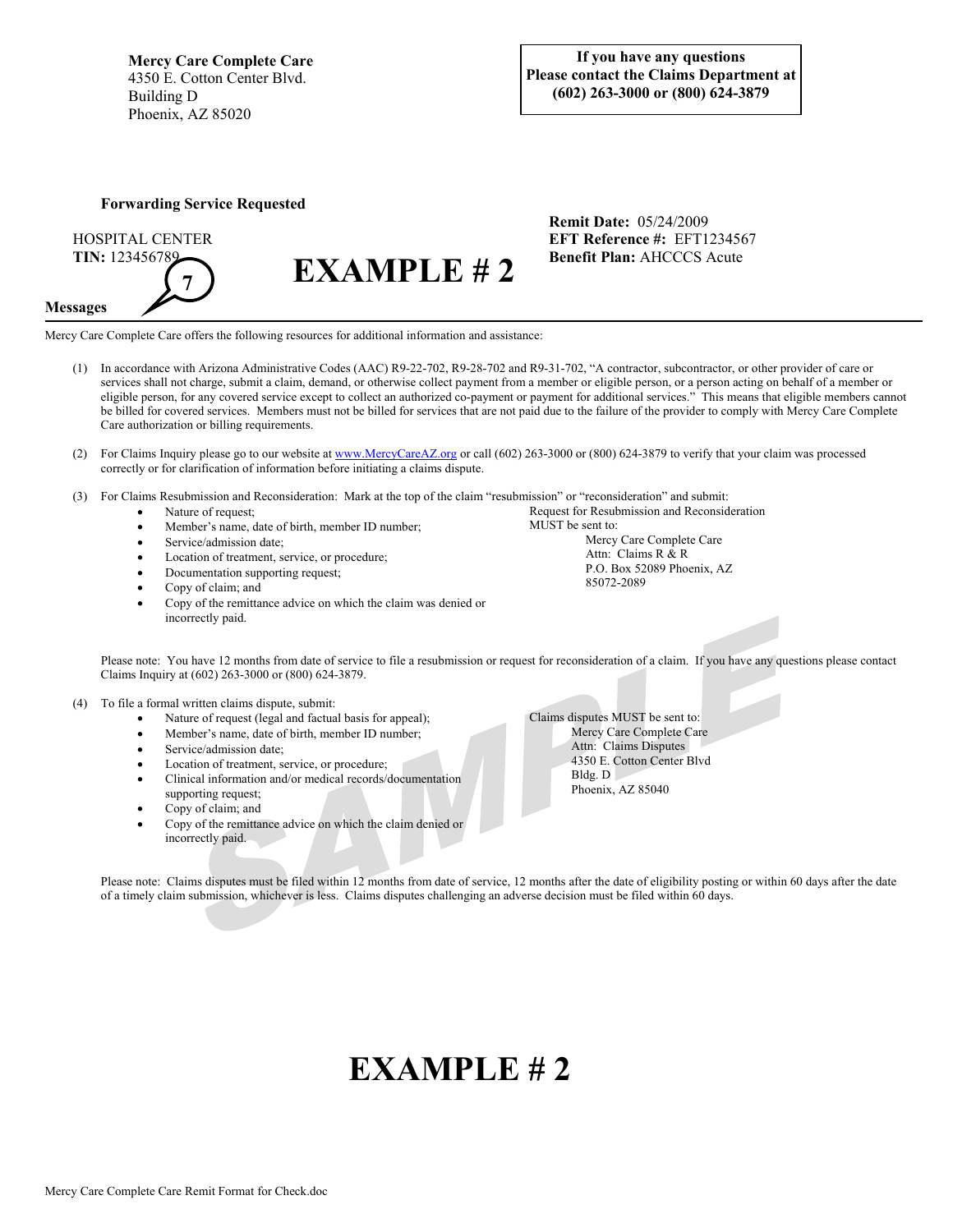**Mercy Care Complete Care**
4350 E. Cotton Center Blvd.
Building D
Phoenix, AZ 85020

**If you have any questions**
**Please contact the Claims Department at**
**(602) 263-3000 or (800) 624-3879**

**Forwarding Service Requested**

HOSPITAL CENTER
**TIN:** 123456789

7

# EXAMPLE # 2

**Remit Date:** 05/24/2009
**EFT Reference #:** EFT1234567
**Benefit Plan:** AHCCCS Acute

**Messages**

Mercy Care Complete Care offers the following resources for additional information and assistance:

(1) In accordance with Arizona Administrative Codes (AAC) R9-22-702, R9-28-702 and R9-31-702, "A contractor, subcontractor, or other provider of care or services shall not charge, submit a claim, demand, or otherwise collect payment from a member or eligible person, or a person acting on behalf of a member or eligible person, for any covered service except to collect an authorized co-payment or payment for additional services." This means that eligible members cannot be billed for covered services. Members must not be billed for services that are not paid due to the failure of the provider to comply with Mercy Care Complete Care authorization or billing requirements.

(2) For Claims Inquiry please go to our website at www.MercyCareAZ.org or call (602) 263-3000 or (800) 624-3879 to verify that your claim was processed correctly or for clarification of information before initiating a claims dispute.

(3) For Claims Resubmission and Reconsideration: Mark at the top of the claim "resubmission" or "reconsideration" and submit:

- Nature of request;
- Member's name, date of birth, member ID number;
- Service/admission date;
- Location of treatment, service, or procedure;
- Documentation supporting request;
- Copy of claim; and
- Copy of the remittance advice on which the claim was denied or incorrectly paid.

Request for Resubmission and Reconsideration MUST be sent to:
Mercy Care Complete Care
Attn: Claims R & R
P.O. Box 52089 Phoenix, AZ 85072-2089

Please note: You have 12 months from date of service to file a resubmission or request for reconsideration of a claim. If you have any questions please contact Claims Inquiry at (602) 263-3000 or (800) 624-3879.

(4) To file a formal written claims dispute, submit:

- Nature of request (legal and factual basis for appeal);
- Member's name, date of birth, member ID number;
- Service/admission date;
- Location of treatment, service, or procedure;
- Clinical information and/or medical records/documentation supporting request;
- Copy of claim; and
- Copy of the remittance advice on which the claim denied or incorrectly paid.

Claims disputes MUST be sent to:
Mercy Care Complete Care
Attn: Claims Disputes
4350 E. Cotton Center Blvd
Bldg. D
Phoenix, AZ 85040

Please note: Claims disputes must be filed within 12 months from date of service, 12 months after the date of eligibility posting or within 60 days after the date of a timely claim submission, whichever is less. Claims disputes challenging an adverse decision must be filed within 60 days.

SAMPLE

# EXAMPLE # 2

Mercy Care Complete Care Remit Format for Check.doc